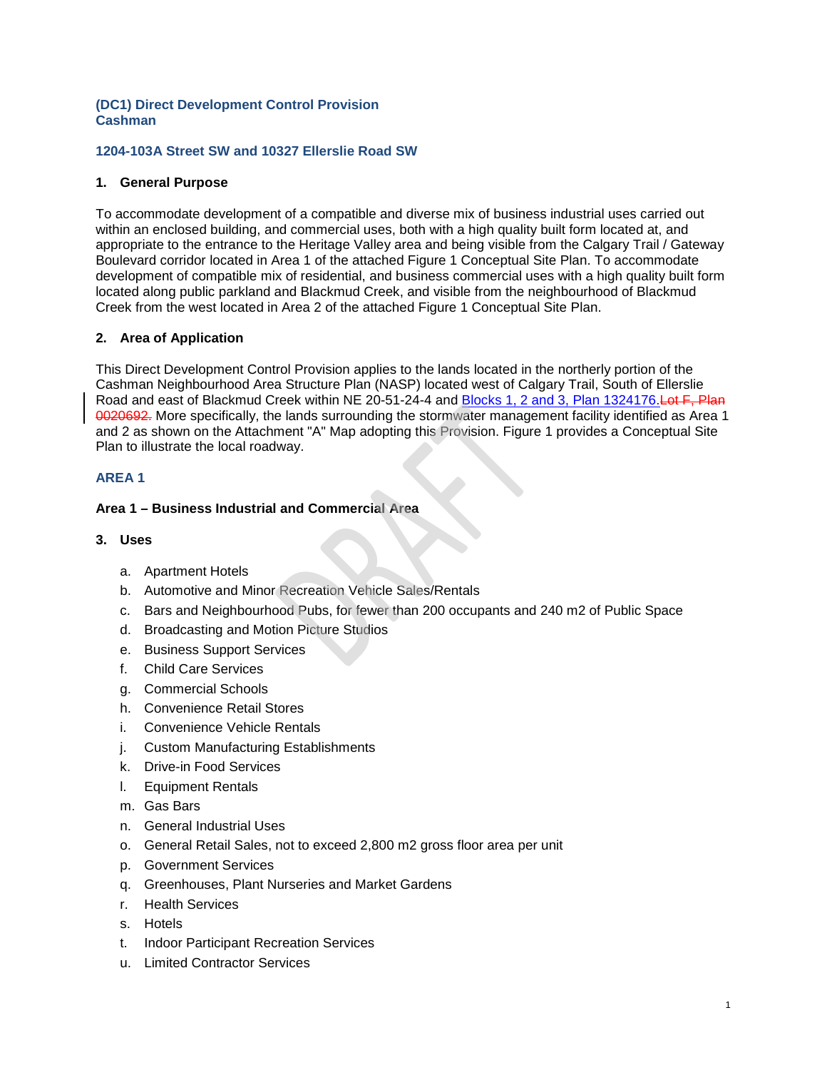# (DC1) Direct Development Control Provision
# Cashman

## 1204-103A Street SW and 10327 Ellerslie Road SW

### 1. General Purpose

To accommodate development of a compatible and diverse mix of business industrial uses carried out within an enclosed building, and commercial uses, both with a high quality built form located at, and appropriate to the entrance to the Heritage Valley area and being visible from the Calgary Trail / Gateway Boulevard corridor located in Area 1 of the attached Figure 1 Conceptual Site Plan. To accommodate development of compatible mix of residential, and business commercial uses with a high quality built form located along public parkland and Blackmud Creek, and visible from the neighbourhood of Blackmud Creek from the west located in Area 2 of the attached Figure 1 Conceptual Site Plan.

### 2. Area of Application

This Direct Development Control Provision applies to the lands located in the northerly portion of the Cashman Neighbourhood Area Structure Plan (NASP) located west of Calgary Trail, South of Ellerslie Road and east of Blackmud Creek within NE 20-51-24-4 and Blocks 1, 2 and 3, Plan 1324176.~~Lot F, Plan 0020692.~~ More specifically, the lands surrounding the stormwater management facility identified as Area 1 and 2 as shown on the Attachment "A" Map adopting this Provision. Figure 1 provides a Conceptual Site Plan to illustrate the local roadway.

## AREA 1

**Area 1 – Business Industrial and Commercial Area**

### 3. Uses

a. Apartment Hotels
b. Automotive and Minor Recreation Vehicle Sales/Rentals
c. Bars and Neighbourhood Pubs, for fewer than 200 occupants and 240 m2 of Public Space
d. Broadcasting and Motion Picture Studios
e. Business Support Services
f. Child Care Services
g. Commercial Schools
h. Convenience Retail Stores
i. Convenience Vehicle Rentals
j. Custom Manufacturing Establishments
k. Drive-in Food Services
l. Equipment Rentals
m. Gas Bars
n. General Industrial Uses
o. General Retail Sales, not to exceed 2,800 m2 gross floor area per unit
p. Government Services
q. Greenhouses, Plant Nurseries and Market Gardens
r. Health Services
s. Hotels
t. Indoor Participant Recreation Services
u. Limited Contractor Services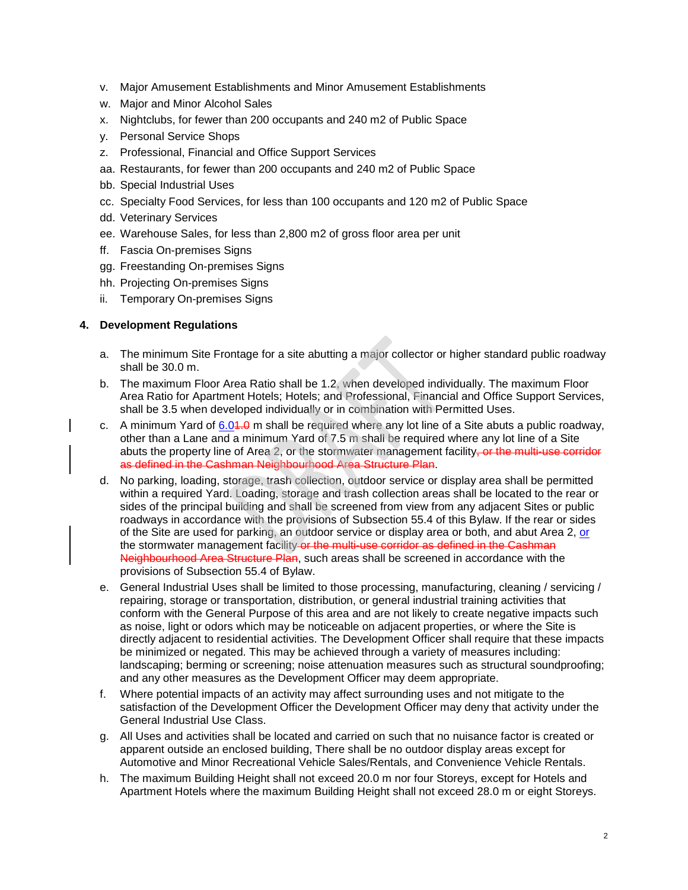v. Major Amusement Establishments and Minor Amusement Establishments
w. Major and Minor Alcohol Sales
x. Nightclubs, for fewer than 200 occupants and 240 m2 of Public Space
y. Personal Service Shops
z. Professional, Financial and Office Support Services
aa. Restaurants, for fewer than 200 occupants and 240 m2 of Public Space
bb. Special Industrial Uses
cc. Specialty Food Services, for less than 100 occupants and 120 m2 of Public Space
dd. Veterinary Services
ee. Warehouse Sales, for less than 2,800 m2 of gross floor area per unit
ff. Fascia On-premises Signs
gg. Freestanding On-premises Signs
hh. Projecting On-premises Signs
ii. Temporary On-premises Signs

**4. Development Regulations**

a. The minimum Site Frontage for a site abutting a major collector or higher standard public roadway shall be 30.0 m.

b. The maximum Floor Area Ratio shall be 1.2, when developed individually. The maximum Floor Area Ratio for Apartment Hotels; Hotels; and Professional, Financial and Office Support Services, shall be 3.5 when developed individually or in combination with Permitted Uses.

c. A minimum Yard of 6.0~~1.0~~ m shall be required where any lot line of a Site abuts a public roadway, other than a Lane and a minimum Yard of 7.5 m shall be required where any lot line of a Site abuts the property line of Area 2, or the stormwater management facility~~, or the multi-use corridor as defined in the Cashman Neighbourhood Area Structure Plan~~.

d. No parking, loading, storage, trash collection, outdoor service or display area shall be permitted within a required Yard. Loading, storage and trash collection areas shall be located to the rear or sides of the principal building and shall be screened from view from any adjacent Sites or public roadways in accordance with the provisions of Subsection 55.4 of this Bylaw. If the rear or sides of the Site are used for parking, an outdoor service or display area or both, and abut Area 2, or the stormwater management facility ~~or the multi-use corridor as defined in the Cashman Neighbourhood Area Structure Plan~~, such areas shall be screened in accordance with the provisions of Subsection 55.4 of Bylaw.

e. General Industrial Uses shall be limited to those processing, manufacturing, cleaning / servicing / repairing, storage or transportation, distribution, or general industrial training activities that conform with the General Purpose of this area and are not likely to create negative impacts such as noise, light or odors which may be noticeable on adjacent properties, or where the Site is directly adjacent to residential activities. The Development Officer shall require that these impacts be minimized or negated. This may be achieved through a variety of measures including: landscaping; berming or screening; noise attenuation measures such as structural soundproofing; and any other measures as the Development Officer may deem appropriate.

f. Where potential impacts of an activity may affect surrounding uses and not mitigate to the satisfaction of the Development Officer the Development Officer may deny that activity under the General Industrial Use Class.

g. All Uses and activities shall be located and carried on such that no nuisance factor is created or apparent outside an enclosed building, There shall be no outdoor display areas except for Automotive and Minor Recreational Vehicle Sales/Rentals, and Convenience Vehicle Rentals.

h. The maximum Building Height shall not exceed 20.0 m nor four Storeys, except for Hotels and Apartment Hotels where the maximum Building Height shall not exceed 28.0 m or eight Storeys.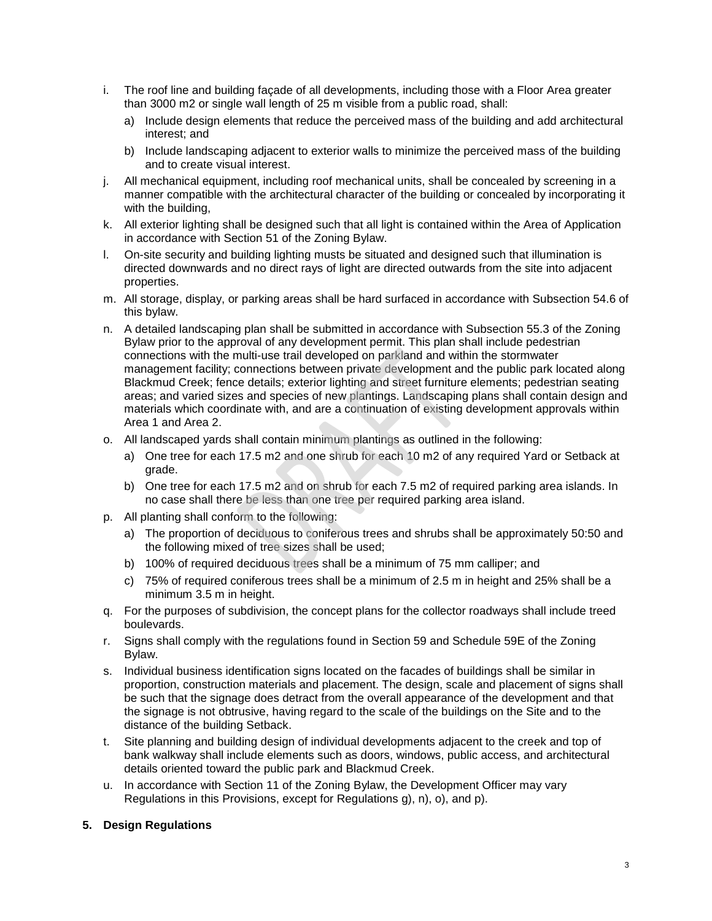i. The roof line and building façade of all developments, including those with a Floor Area greater than 3000 m2 or single wall length of 25 m visible from a public road, shall:
   a) Include design elements that reduce the perceived mass of the building and add architectural interest; and
   b) Include landscaping adjacent to exterior walls to minimize the perceived mass of the building and to create visual interest.

j. All mechanical equipment, including roof mechanical units, shall be concealed by screening in a manner compatible with the architectural character of the building or concealed by incorporating it with the building,

k. All exterior lighting shall be designed such that all light is contained within the Area of Application in accordance with Section 51 of the Zoning Bylaw.

l. On-site security and building lighting musts be situated and designed such that illumination is directed downwards and no direct rays of light are directed outwards from the site into adjacent properties.

m. All storage, display, or parking areas shall be hard surfaced in accordance with Subsection 54.6 of this bylaw.

n. A detailed landscaping plan shall be submitted in accordance with Subsection 55.3 of the Zoning Bylaw prior to the approval of any development permit. This plan shall include pedestrian connections with the multi-use trail developed on parkland and within the stormwater management facility; connections between private development and the public park located along Blackmud Creek; fence details; exterior lighting and street furniture elements; pedestrian seating areas; and varied sizes and species of new plantings. Landscaping plans shall contain design and materials which coordinate with, and are a continuation of existing development approvals within Area 1 and Area 2.

o. All landscaped yards shall contain minimum plantings as outlined in the following:
   a) One tree for each 17.5 m2 and one shrub for each 10 m2 of any required Yard or Setback at grade.
   b) One tree for each 17.5 m2 and on shrub for each 7.5 m2 of required parking area islands. In no case shall there be less than one tree per required parking area island.

p. All planting shall conform to the following:
   a) The proportion of deciduous to coniferous trees and shrubs shall be approximately 50:50 and the following mixed of tree sizes shall be used;
   b) 100% of required deciduous trees shall be a minimum of 75 mm calliper; and
   c) 75% of required coniferous trees shall be a minimum of 2.5 m in height and 25% shall be a minimum 3.5 m in height.

q. For the purposes of subdivision, the concept plans for the collector roadways shall include treed boulevards.

r. Signs shall comply with the regulations found in Section 59 and Schedule 59E of the Zoning Bylaw.

s. Individual business identification signs located on the facades of buildings shall be similar in proportion, construction materials and placement. The design, scale and placement of signs shall be such that the signage does detract from the overall appearance of the development and that the signage is not obtrusive, having regard to the scale of the buildings on the Site and to the distance of the building Setback.

t. Site planning and building design of individual developments adjacent to the creek and top of bank walkway shall include elements such as doors, windows, public access, and architectural details oriented toward the public park and Blackmud Creek.

u. In accordance with Section 11 of the Zoning Bylaw, the Development Officer may vary Regulations in this Provisions, except for Regulations g), n), o), and p).

**5. Design Regulations**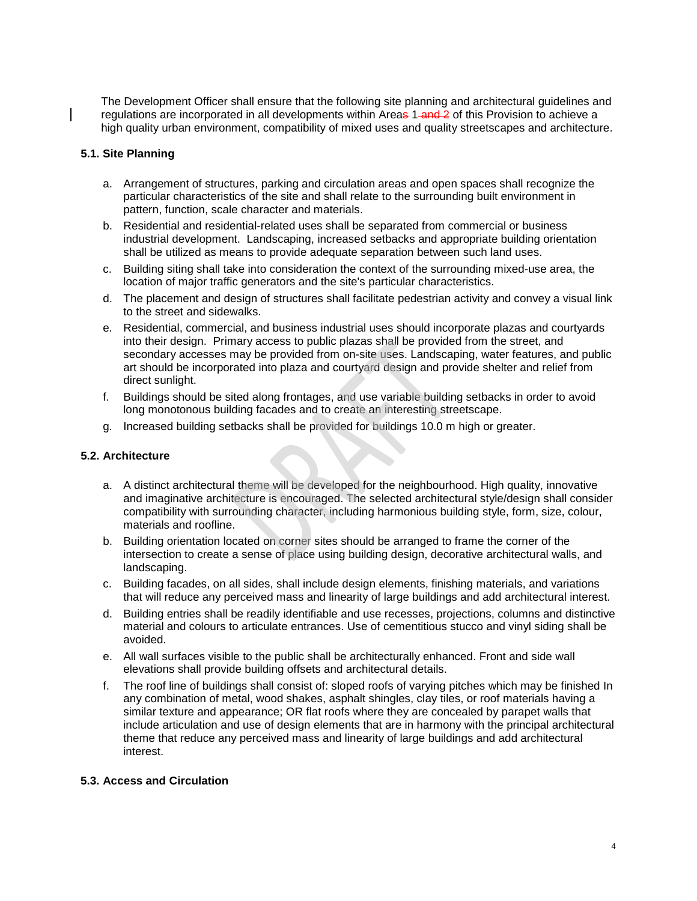The Development Officer shall ensure that the following site planning and architectural guidelines and regulations are incorporated in all developments within Areas 1 and 2 of this Provision to achieve a high quality urban environment, compatibility of mixed uses and quality streetscapes and architecture.

### 5.1. Site Planning

a. Arrangement of structures, parking and circulation areas and open spaces shall recognize the particular characteristics of the site and shall relate to the surrounding built environment in pattern, function, scale character and materials.

b. Residential and residential-related uses shall be separated from commercial or business industrial development. Landscaping, increased setbacks and appropriate building orientation shall be utilized as means to provide adequate separation between such land uses.

c. Building siting shall take into consideration the context of the surrounding mixed-use area, the location of major traffic generators and the site's particular characteristics.

d. The placement and design of structures shall facilitate pedestrian activity and convey a visual link to the street and sidewalks.

e. Residential, commercial, and business industrial uses should incorporate plazas and courtyards into their design. Primary access to public plazas shall be provided from the street, and secondary accesses may be provided from on-site uses. Landscaping, water features, and public art should be incorporated into plaza and courtyard design and provide shelter and relief from direct sunlight.

f. Buildings should be sited along frontages, and use variable building setbacks in order to avoid long monotonous building facades and to create an interesting streetscape.

g. Increased building setbacks shall be provided for buildings 10.0 m high or greater.

### 5.2. Architecture

a. A distinct architectural theme will be developed for the neighbourhood. High quality, innovative and imaginative architecture is encouraged. The selected architectural style/design shall consider compatibility with surrounding character, including harmonious building style, form, size, colour, materials and roofline.

b. Building orientation located on corner sites should be arranged to frame the corner of the intersection to create a sense of place using building design, decorative architectural walls, and landscaping.

c. Building facades, on all sides, shall include design elements, finishing materials, and variations that will reduce any perceived mass and linearity of large buildings and add architectural interest.

d. Building entries shall be readily identifiable and use recesses, projections, columns and distinctive material and colours to articulate entrances. Use of cementitious stucco and vinyl siding shall be avoided.

e. All wall surfaces visible to the public shall be architecturally enhanced. Front and side wall elevations shall provide building offsets and architectural details.

f. The roof line of buildings shall consist of: sloped roofs of varying pitches which may be finished In any combination of metal, wood shakes, asphalt shingles, clay tiles, or roof materials having a similar texture and appearance; OR flat roofs where they are concealed by parapet walls that include articulation and use of design elements that are in harmony with the principal architectural theme that reduce any perceived mass and linearity of large buildings and add architectural interest.

### 5.3. Access and Circulation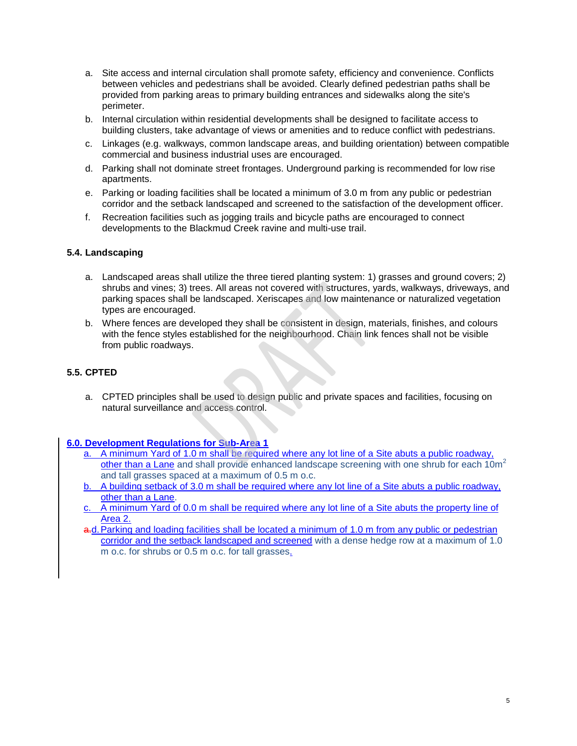a. Site access and internal circulation shall promote safety, efficiency and convenience. Conflicts between vehicles and pedestrians shall be avoided. Clearly defined pedestrian paths shall be provided from parking areas to primary building entrances and sidewalks along the site's perimeter.

b. Internal circulation within residential developments shall be designed to facilitate access to building clusters, take advantage of views or amenities and to reduce conflict with pedestrians.

c. Linkages (e.g. walkways, common landscape areas, and building orientation) between compatible commercial and business industrial uses are encouraged.

d. Parking shall not dominate street frontages. Underground parking is recommended for low rise apartments.

e. Parking or loading facilities shall be located a minimum of 3.0 m from any public or pedestrian corridor and the setback landscaped and screened to the satisfaction of the development officer.

f. Recreation facilities such as jogging trails and bicycle paths are encouraged to connect developments to the Blackmud Creek ravine and multi-use trail.

### 5.4. Landscaping

a. Landscaped areas shall utilize the three tiered planting system: 1) grasses and ground covers; 2) shrubs and vines; 3) trees. All areas not covered with structures, yards, walkways, driveways, and parking spaces shall be landscaped. Xeriscapes and low maintenance or naturalized vegetation types are encouraged.

b. Where fences are developed they shall be consistent in design, materials, finishes, and colours with the fence styles established for the neighbourhood. Chain link fences shall not be visible from public roadways.

### 5.5. CPTED

a. CPTED principles shall be used to design public and private spaces and facilities, focusing on natural surveillance and access control.

### 6.0. Development Regulations for Sub-Area 1

a. A minimum Yard of 1.0 m shall be required where any lot line of a Site abuts a public roadway, other than a Lane and shall provide enhanced landscape screening with one shrub for each $10m^2$ and tall grasses spaced at a maximum of 0.5 m o.c.

b. A building setback of 3.0 m shall be required where any lot line of a Site abuts a public roadway, other than a Lane.

c. A minimum Yard of 0.0 m shall be required where any lot line of a Site abuts the property line of Area 2.

~~a.~~d. Parking and loading facilities shall be located a minimum of 1.0 m from any public or pedestrian corridor and the setback landscaped and screened with a dense hedge row at a maximum of 1.0 m o.c. for shrubs or 0.5 m o.c. for tall grasses.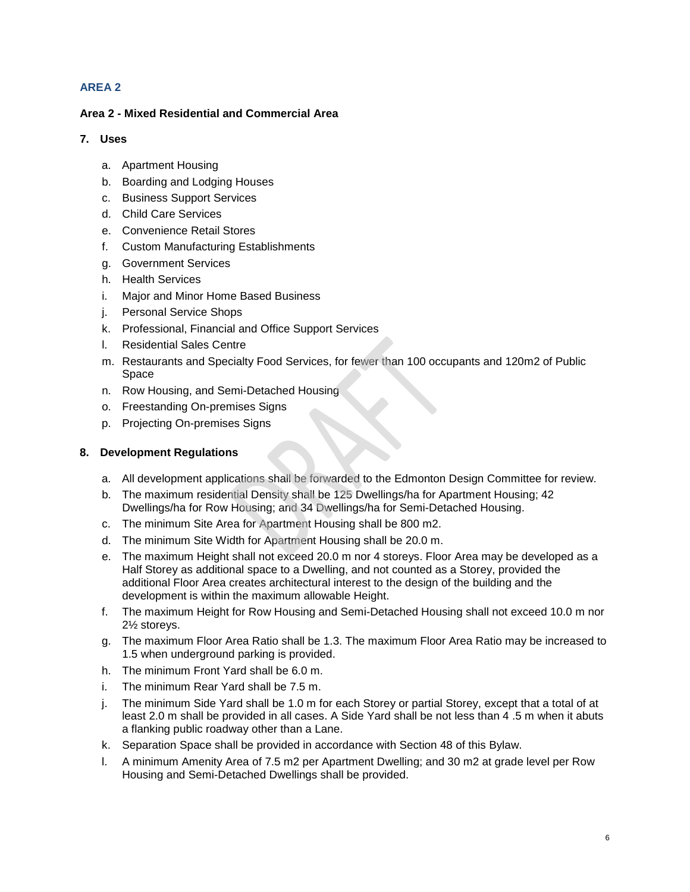## AREA 2

### Area 2 - Mixed Residential and Commercial Area

**7. Uses**

a. Apartment Housing
b. Boarding and Lodging Houses
c. Business Support Services
d. Child Care Services
e. Convenience Retail Stores
f. Custom Manufacturing Establishments
g. Government Services
h. Health Services
i. Major and Minor Home Based Business
j. Personal Service Shops
k. Professional, Financial and Office Support Services
l. Residential Sales Centre
m. Restaurants and Specialty Food Services, for fewer than 100 occupants and 120m2 of Public Space
n. Row Housing, and Semi-Detached Housing
o. Freestanding On-premises Signs
p. Projecting On-premises Signs

**8. Development Regulations**

a. All development applications shall be forwarded to the Edmonton Design Committee for review.
b. The maximum residential Density shall be 125 Dwellings/ha for Apartment Housing; 42 Dwellings/ha for Row Housing; and 34 Dwellings/ha for Semi-Detached Housing.
c. The minimum Site Area for Apartment Housing shall be 800 m2.
d. The minimum Site Width for Apartment Housing shall be 20.0 m.
e. The maximum Height shall not exceed 20.0 m nor 4 storeys. Floor Area may be developed as a Half Storey as additional space to a Dwelling, and not counted as a Storey, provided the additional Floor Area creates architectural interest to the design of the building and the development is within the maximum allowable Height.
f. The maximum Height for Row Housing and Semi-Detached Housing shall not exceed 10.0 m nor 2½ storeys.
g. The maximum Floor Area Ratio shall be 1.3. The maximum Floor Area Ratio may be increased to 1.5 when underground parking is provided.
h. The minimum Front Yard shall be 6.0 m.
i. The minimum Rear Yard shall be 7.5 m.
j. The minimum Side Yard shall be 1.0 m for each Storey or partial Storey, except that a total of at least 2.0 m shall be provided in all cases. A Side Yard shall be not less than 4 .5 m when it abuts a flanking public roadway other than a Lane.
k. Separation Space shall be provided in accordance with Section 48 of this Bylaw.
l. A minimum Amenity Area of 7.5 m2 per Apartment Dwelling; and 30 m2 at grade level per Row Housing and Semi-Detached Dwellings shall be provided.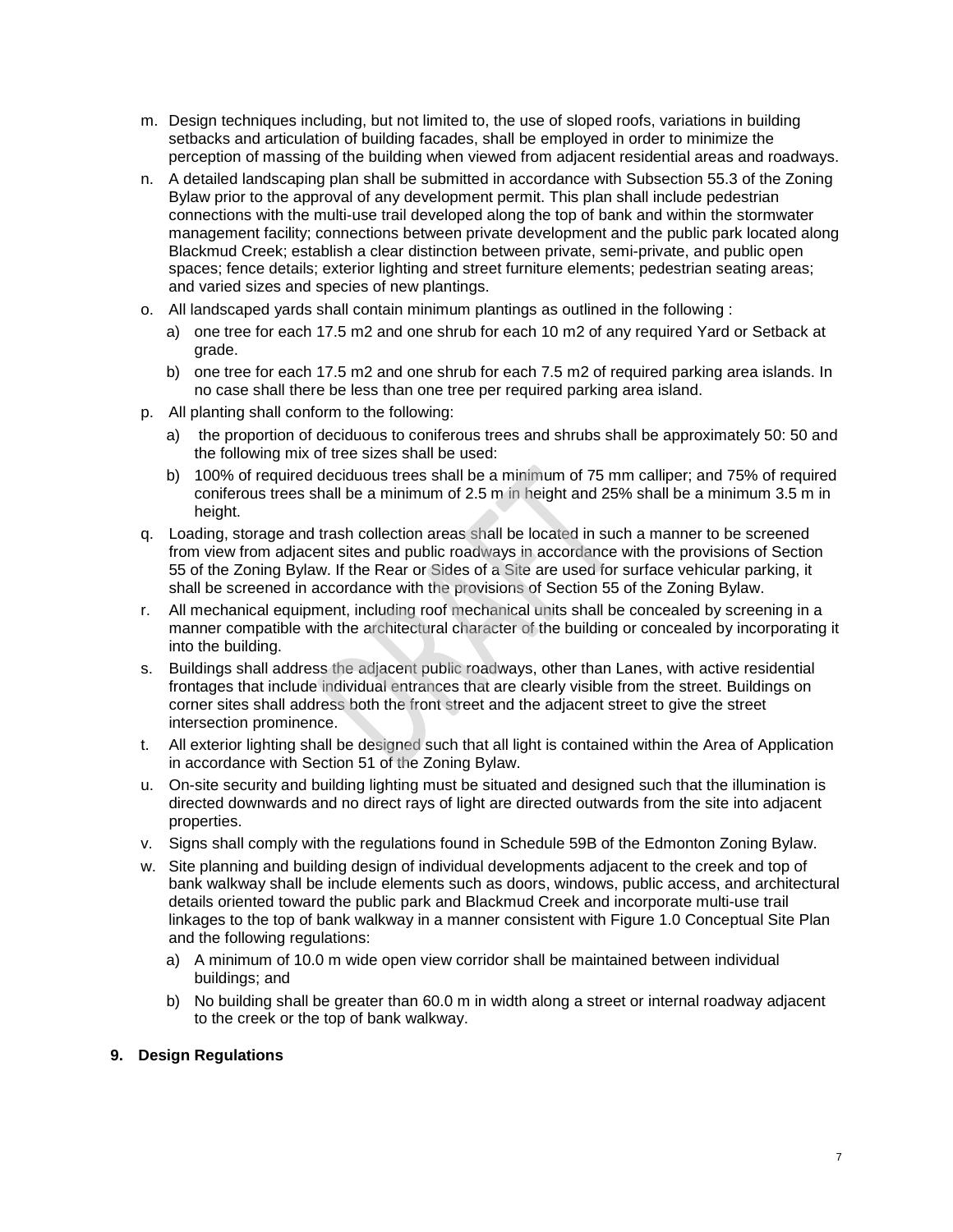m. Design techniques including, but not limited to, the use of sloped roofs, variations in building setbacks and articulation of building facades, shall be employed in order to minimize the perception of massing of the building when viewed from adjacent residential areas and roadways.

n. A detailed landscaping plan shall be submitted in accordance with Subsection 55.3 of the Zoning Bylaw prior to the approval of any development permit. This plan shall include pedestrian connections with the multi-use trail developed along the top of bank and within the stormwater management facility; connections between private development and the public park located along Blackmud Creek; establish a clear distinction between private, semi-private, and public open spaces; fence details; exterior lighting and street furniture elements; pedestrian seating areas; and varied sizes and species of new plantings.

o. All landscaped yards shall contain minimum plantings as outlined in the following :

   a) one tree for each 17.5 m2 and one shrub for each 10 m2 of any required Yard or Setback at grade.

   b) one tree for each 17.5 m2 and one shrub for each 7.5 m2 of required parking area islands. In no case shall there be less than one tree per required parking area island.

p. All planting shall conform to the following:

   a) the proportion of deciduous to coniferous trees and shrubs shall be approximately 50: 50 and the following mix of tree sizes shall be used:

   b) 100% of required deciduous trees shall be a minimum of 75 mm calliper; and 75% of required coniferous trees shall be a minimum of 2.5 m in height and 25% shall be a minimum 3.5 m in height.

q. Loading, storage and trash collection areas shall be located in such a manner to be screened from view from adjacent sites and public roadways in accordance with the provisions of Section 55 of the Zoning Bylaw. If the Rear or Sides of a Site are used for surface vehicular parking, it shall be screened in accordance with the provisions of Section 55 of the Zoning Bylaw.

r. All mechanical equipment, including roof mechanical units shall be concealed by screening in a manner compatible with the architectural character of the building or concealed by incorporating it into the building.

s. Buildings shall address the adjacent public roadways, other than Lanes, with active residential frontages that include individual entrances that are clearly visible from the street. Buildings on corner sites shall address both the front street and the adjacent street to give the street intersection prominence.

t. All exterior lighting shall be designed such that all light is contained within the Area of Application in accordance with Section 51 of the Zoning Bylaw.

u. On-site security and building lighting must be situated and designed such that the illumination is directed downwards and no direct rays of light are directed outwards from the site into adjacent properties.

v. Signs shall comply with the regulations found in Schedule 59B of the Edmonton Zoning Bylaw.

w. Site planning and building design of individual developments adjacent to the creek and top of bank walkway shall be include elements such as doors, windows, public access, and architectural details oriented toward the public park and Blackmud Creek and incorporate multi-use trail linkages to the top of bank walkway in a manner consistent with Figure 1.0 Conceptual Site Plan and the following regulations:

   a) A minimum of 10.0 m wide open view corridor shall be maintained between individual buildings; and

   b) No building shall be greater than 60.0 m in width along a street or internal roadway adjacent to the creek or the top of bank walkway.

**9. Design Regulations**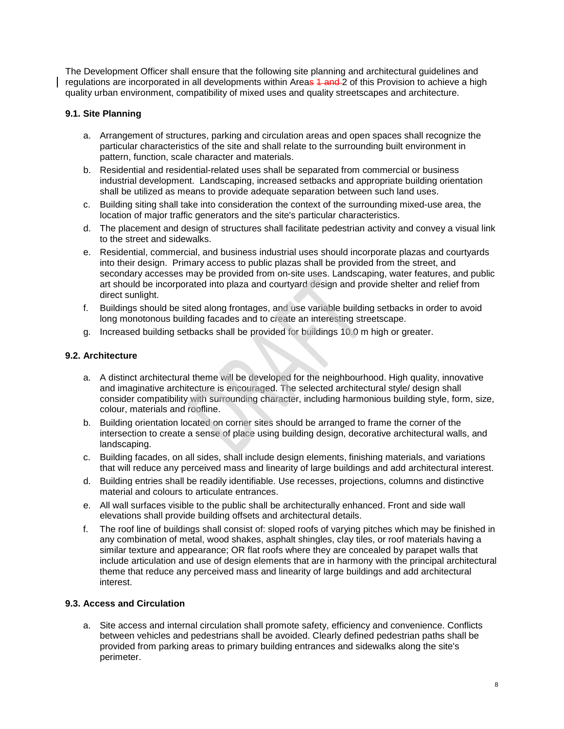The Development Officer shall ensure that the following site planning and architectural guidelines and regulations are incorporated in all developments within Areas ~~1 and~~ 2 of this Provision to achieve a high quality urban environment, compatibility of mixed uses and quality streetscapes and architecture.

### 9.1. Site Planning

a. Arrangement of structures, parking and circulation areas and open spaces shall recognize the particular characteristics of the site and shall relate to the surrounding built environment in pattern, function, scale character and materials.

b. Residential and residential-related uses shall be separated from commercial or business industrial development. Landscaping, increased setbacks and appropriate building orientation shall be utilized as means to provide adequate separation between such land uses.

c. Building siting shall take into consideration the context of the surrounding mixed-use area, the location of major traffic generators and the site's particular characteristics.

d. The placement and design of structures shall facilitate pedestrian activity and convey a visual link to the street and sidewalks.

e. Residential, commercial, and business industrial uses should incorporate plazas and courtyards into their design. Primary access to public plazas shall be provided from the street, and secondary accesses may be provided from on-site uses. Landscaping, water features, and public art should be incorporated into plaza and courtyard design and provide shelter and relief from direct sunlight.

f. Buildings should be sited along frontages, and use variable building setbacks in order to avoid long monotonous building facades and to create an interesting streetscape.

g. Increased building setbacks shall be provided for buildings 10.0 m high or greater.

### 9.2. Architecture

a. A distinct architectural theme will be developed for the neighbourhood. High quality, innovative and imaginative architecture is encouraged. The selected architectural style/ design shall consider compatibility with surrounding character, including harmonious building style, form, size, colour, materials and roofline.

b. Building orientation located on corner sites should be arranged to frame the corner of the intersection to create a sense of place using building design, decorative architectural walls, and landscaping.

c. Building facades, on all sides, shall include design elements, finishing materials, and variations that will reduce any perceived mass and linearity of large buildings and add architectural interest.

d. Building entries shall be readily identifiable. Use recesses, projections, columns and distinctive material and colours to articulate entrances.

e. All wall surfaces visible to the public shall be architecturally enhanced. Front and side wall elevations shall provide building offsets and architectural details.

f. The roof line of buildings shall consist of: sloped roofs of varying pitches which may be finished in any combination of metal, wood shakes, asphalt shingles, clay tiles, or roof materials having a similar texture and appearance; OR flat roofs where they are concealed by parapet walls that include articulation and use of design elements that are in harmony with the principal architectural theme that reduce any perceived mass and linearity of large buildings and add architectural interest.

### 9.3. Access and Circulation

a. Site access and internal circulation shall promote safety, efficiency and convenience. Conflicts between vehicles and pedestrians shall be avoided. Clearly defined pedestrian paths shall be provided from parking areas to primary building entrances and sidewalks along the site's perimeter.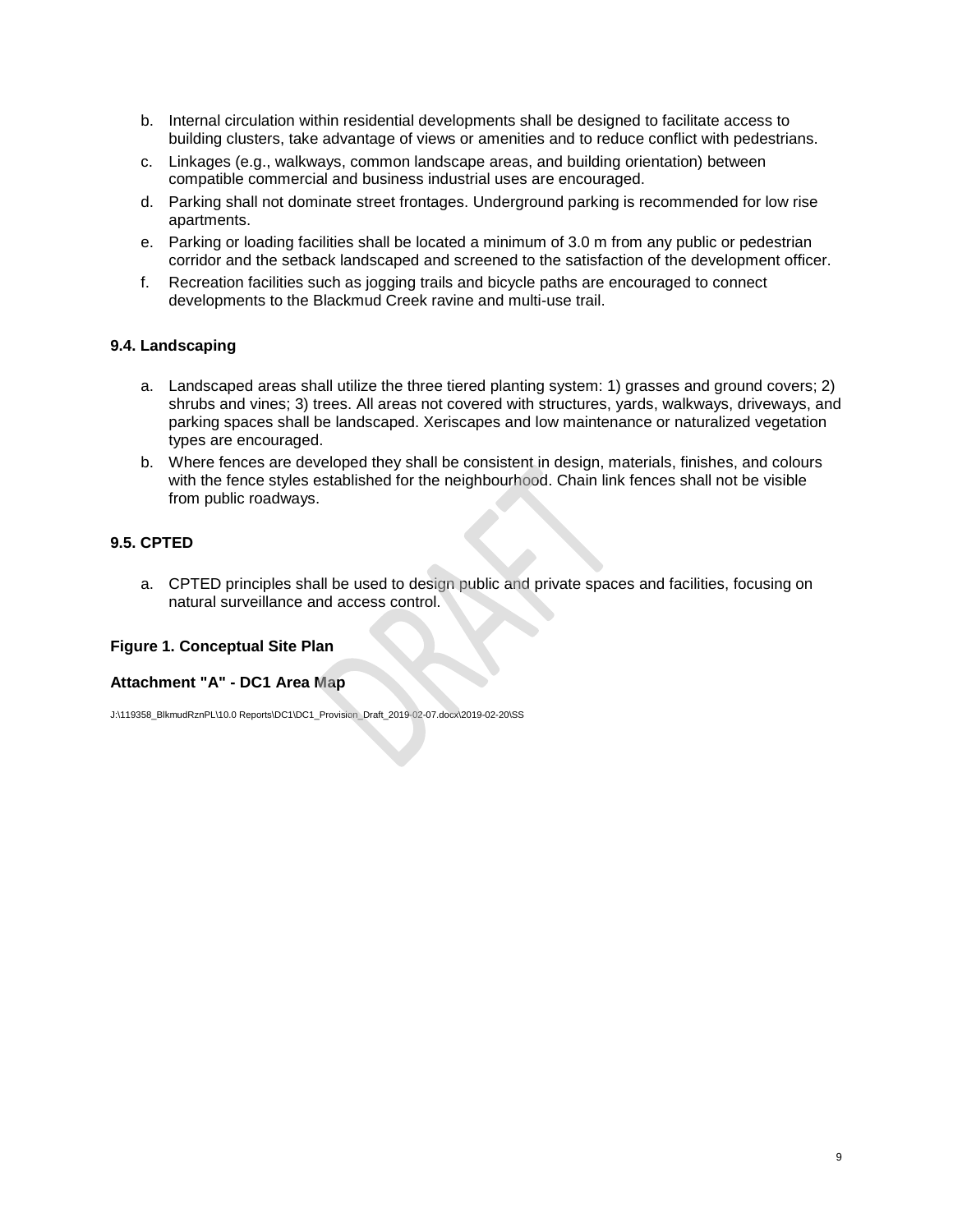b. Internal circulation within residential developments shall be designed to facilitate access to building clusters, take advantage of views or amenities and to reduce conflict with pedestrians.

c. Linkages (e.g., walkways, common landscape areas, and building orientation) between compatible commercial and business industrial uses are encouraged.

d. Parking shall not dominate street frontages. Underground parking is recommended for low rise apartments.

e. Parking or loading facilities shall be located a minimum of 3.0 m from any public or pedestrian corridor and the setback landscaped and screened to the satisfaction of the development officer.

f. Recreation facilities such as jogging trails and bicycle paths are encouraged to connect developments to the Blackmud Creek ravine and multi-use trail.

### 9.4. Landscaping

a. Landscaped areas shall utilize the three tiered planting system: 1) grasses and ground covers; 2) shrubs and vines; 3) trees. All areas not covered with structures, yards, walkways, driveways, and parking spaces shall be landscaped. Xeriscapes and low maintenance or naturalized vegetation types are encouraged.

b. Where fences are developed they shall be consistent in design, materials, finishes, and colours with the fence styles established for the neighbourhood. Chain link fences shall not be visible from public roadways.

### 9.5. CPTED

a. CPTED principles shall be used to design public and private spaces and facilities, focusing on natural surveillance and access control.

**Figure 1. Conceptual Site Plan**

**Attachment "A" - DC1 Area Map**

J:\119358_BlkmudRznPL\10.0 Reports\DC1\DC1_Provision_Draft_2019-02-07.docx\2019-02-20\SS